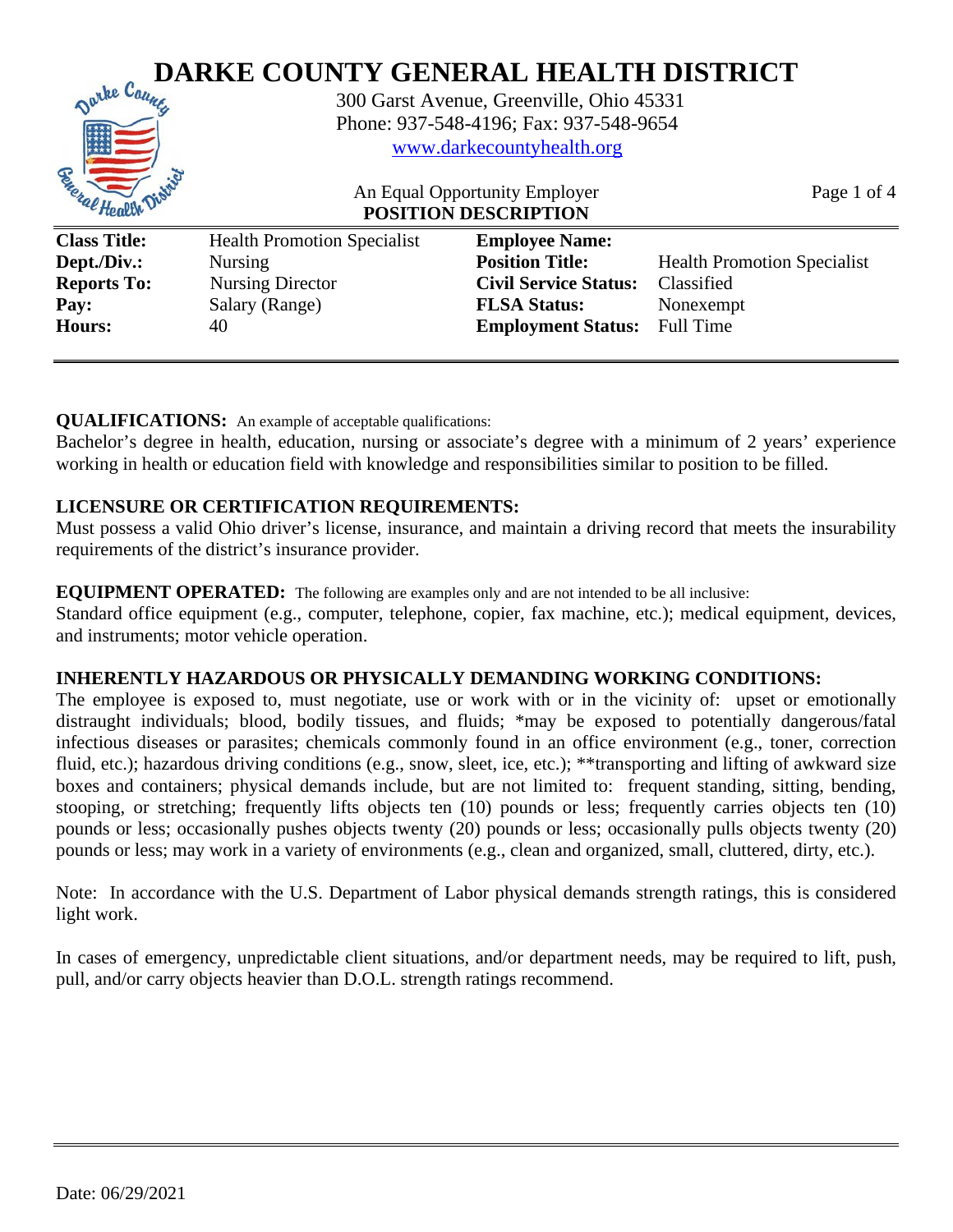# DARKE COUNTY GENERAL HEALTH DISTRICT

300 Garst Avenue, Greenville, Ohio 45331
Phone: 937-548-4196; Fax: 937-548-9654
www.darkecountyhealth.org

An Equal Opportunity Employer

**POSITION DESCRIPTION**

| | | | |
|---|---|---|---|
| **Class Title:** | Health Promotion Specialist | **Employee Name:** | |
| **Dept./Div.:** | Nursing | **Position Title:** | Health Promotion Specialist |
| **Reports To:** | Nursing Director | **Civil Service Status:** | Classified |
| **Pay:** | Salary (Range) | **FLSA Status:** | Nonexempt |
| **Hours:** | 40 | **Employment Status:** | Full Time |

**QUALIFICATIONS:** An example of acceptable qualifications:
Bachelor's degree in health, education, nursing or associate's degree with a minimum of 2 years' experience working in health or education field with knowledge and responsibilities similar to position to be filled.

**LICENSURE OR CERTIFICATION REQUIREMENTS:**
Must possess a valid Ohio driver's license, insurance, and maintain a driving record that meets the insurability requirements of the district's insurance provider.

**EQUIPMENT OPERATED:** The following are examples only and are not intended to be all inclusive:
Standard office equipment (e.g., computer, telephone, copier, fax machine, etc.); medical equipment, devices, and instruments; motor vehicle operation.

**INHERENTLY HAZARDOUS OR PHYSICALLY DEMANDING WORKING CONDITIONS:**
The employee is exposed to, must negotiate, use or work with or in the vicinity of: upset or emotionally distraught individuals; blood, bodily tissues, and fluids; *may be exposed to potentially dangerous/fatal infectious diseases or parasites; chemicals commonly found in an office environment (e.g., toner, correction fluid, etc.); hazardous driving conditions (e.g., snow, sleet, ice, etc.); **transporting and lifting of awkward size boxes and containers; physical demands include, but are not limited to: frequent standing, sitting, bending, stooping, or stretching; frequently lifts objects ten (10) pounds or less; frequently carries objects ten (10) pounds or less; occasionally pushes objects twenty (20) pounds or less; occasionally pulls objects twenty (20) pounds or less; may work in a variety of environments (e.g., clean and organized, small, cluttered, dirty, etc.).

Note: In accordance with the U.S. Department of Labor physical demands strength ratings, this is considered light work.

In cases of emergency, unpredictable client situations, and/or department needs, may be required to lift, push, pull, and/or carry objects heavier than D.O.L. strength ratings recommend.

Date: 06/29/2021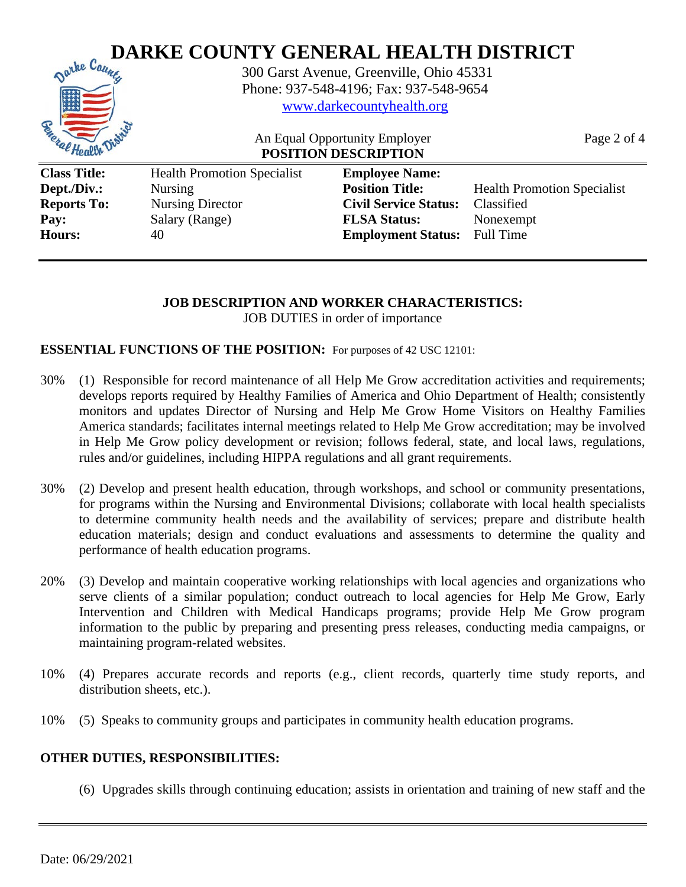# DARKE COUNTY GENERAL HEALTH DISTRICT

300 Garst Avenue, Greenville, Ohio 45331
Phone: 937-548-4196; Fax: 937-548-9654
www.darkecountyhealth.org

An Equal Opportunity Employer

**POSITION DESCRIPTION**

| | | | |
|---|---|---|---|
| **Class Title:** | Health Promotion Specialist | **Employee Name:** | |
| **Dept./Div.:** | Nursing | **Position Title:** | Health Promotion Specialist |
| **Reports To:** | Nursing Director | **Civil Service Status:** | Classified |
| **Pay:** | Salary (Range) | **FLSA Status:** | Nonexempt |
| **Hours:** | 40 | **Employment Status:** | Full Time |

**JOB DESCRIPTION AND WORKER CHARACTERISTICS:**
JOB DUTIES in order of importance

**ESSENTIAL FUNCTIONS OF THE POSITION:** For purposes of 42 USC 12101:

30% (1) Responsible for record maintenance of all Help Me Grow accreditation activities and requirements; develops reports required by Healthy Families of America and Ohio Department of Health; consistently monitors and updates Director of Nursing and Help Me Grow Home Visitors on Healthy Families America standards; facilitates internal meetings related to Help Me Grow accreditation; may be involved in Help Me Grow policy development or revision; follows federal, state, and local laws, regulations, rules and/or guidelines, including HIPPA regulations and all grant requirements.

30% (2) Develop and present health education, through workshops, and school or community presentations, for programs within the Nursing and Environmental Divisions; collaborate with local health specialists to determine community health needs and the availability of services; prepare and distribute health education materials; design and conduct evaluations and assessments to determine the quality and performance of health education programs.

20% (3) Develop and maintain cooperative working relationships with local agencies and organizations who serve clients of a similar population; conduct outreach to local agencies for Help Me Grow, Early Intervention and Children with Medical Handicaps programs; provide Help Me Grow program information to the public by preparing and presenting press releases, conducting media campaigns, or maintaining program-related websites.

10% (4) Prepares accurate records and reports (e.g., client records, quarterly time study reports, and distribution sheets, etc.).

10% (5) Speaks to community groups and participates in community health education programs.

**OTHER DUTIES, RESPONSIBILITIES:**

(6) Upgrades skills through continuing education; assists in orientation and training of new staff and the

Date: 06/29/2021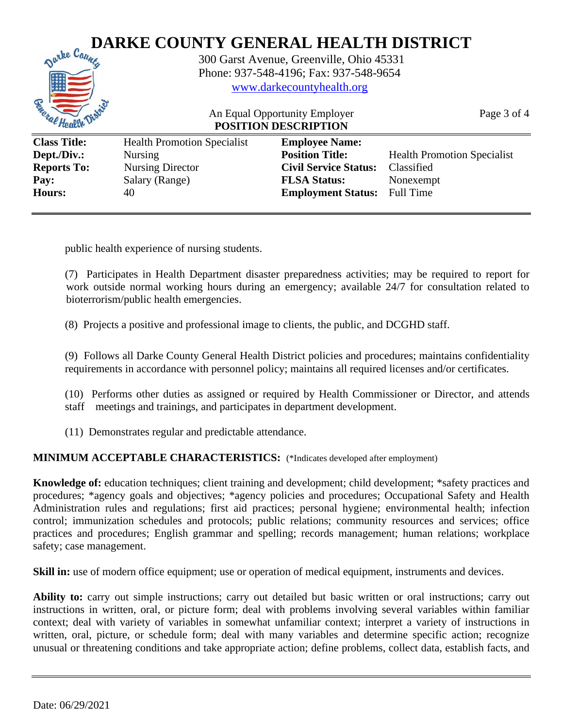# DARKE COUNTY GENERAL HEALTH DISTRICT

300 Garst Avenue, Greenville, Ohio 45331
Phone: 937-548-4196; Fax: 937-548-9654
www.darkecountyhealth.org

An Equal Opportunity Employer
**POSITION DESCRIPTION**

| | | | |
|---|---|---|---|
| **Class Title:** | Health Promotion Specialist | **Employee Name:** | |
| **Dept./Div.:** | Nursing | **Position Title:** | Health Promotion Specialist |
| **Reports To:** | Nursing Director | **Civil Service Status:** | Classified |
| **Pay:** | Salary (Range) | **FLSA Status:** | Nonexempt |
| **Hours:** | 40 | **Employment Status:** | Full Time |

public health experience of nursing students.

(7) Participates in Health Department disaster preparedness activities; may be required to report for work outside normal working hours during an emergency; available 24/7 for consultation related to bioterrorism/public health emergencies.

(8) Projects a positive and professional image to clients, the public, and DCGHD staff.

(9) Follows all Darke County General Health District policies and procedures; maintains confidentiality requirements in accordance with personnel policy; maintains all required licenses and/or certificates.

(10) Performs other duties as assigned or required by Health Commissioner or Director, and attends staff meetings and trainings, and participates in department development.

(11) Demonstrates regular and predictable attendance.

**MINIMUM ACCEPTABLE CHARACTERISTICS:** (*Indicates developed after employment)

**Knowledge of:** education techniques; client training and development; child development; *safety practices and procedures; *agency goals and objectives; *agency policies and procedures; Occupational Safety and Health Administration rules and regulations; first aid practices; personal hygiene; environmental health; infection control; immunization schedules and protocols; public relations; community resources and services; office practices and procedures; English grammar and spelling; records management; human relations; workplace safety; case management.

**Skill in:** use of modern office equipment; use or operation of medical equipment, instruments and devices.

**Ability to:** carry out simple instructions; carry out detailed but basic written or oral instructions; carry out instructions in written, oral, or picture form; deal with problems involving several variables within familiar context; deal with variety of variables in somewhat unfamiliar context; interpret a variety of instructions in written, oral, picture, or schedule form; deal with many variables and determine specific action; recognize unusual or threatening conditions and take appropriate action; define problems, collect data, establish facts, and

Date: 06/29/2021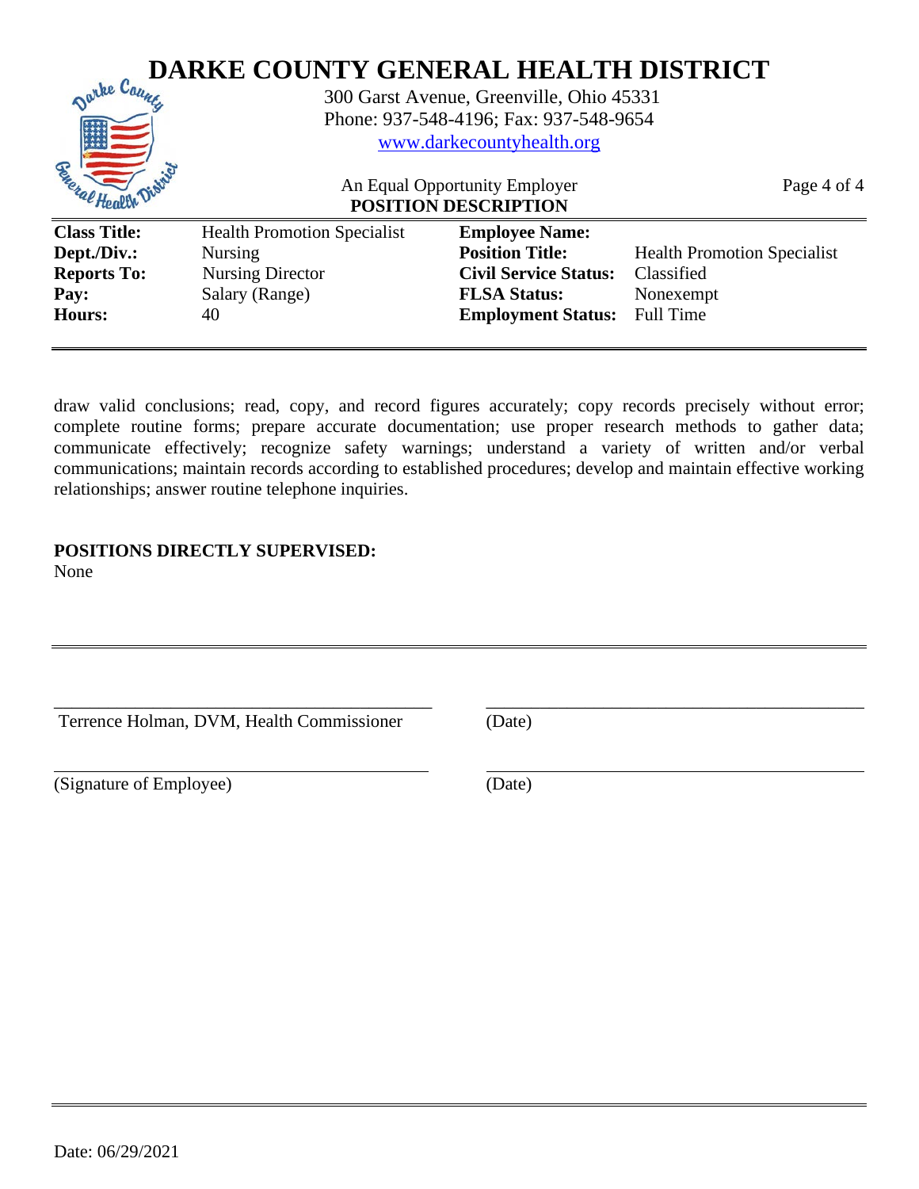# DARKE COUNTY GENERAL HEALTH DISTRICT

300 Garst Avenue, Greenville, Ohio 45331
Phone: 937-548-4196; Fax: 937-548-9654
www.darkecountyhealth.org

An Equal Opportunity Employer

**POSITION DESCRIPTION**

| | | | |
|---|---|---|---|
| **Class Title:** | Health Promotion Specialist | **Employee Name:** | |
| **Dept./Div.:** | Nursing | **Position Title:** | Health Promotion Specialist |
| **Reports To:** | Nursing Director | **Civil Service Status:** | Classified |
| **Pay:** | Salary (Range) | **FLSA Status:** | Nonexempt |
| **Hours:** | 40 | **Employment Status:** | Full Time |

draw valid conclusions; read, copy, and record figures accurately; copy records precisely without error; complete routine forms; prepare accurate documentation; use proper research methods to gather data; communicate effectively; recognize safety warnings; understand a variety of written and/or verbal communications; maintain records according to established procedures; develop and maintain effective working relationships; answer routine telephone inquiries.

**POSITIONS DIRECTLY SUPERVISED:**

None

\_\_\_\_\_\_\_\_\_\_\_\_\_\_\_\_\_\_\_\_\_\_\_\_\_\_\_\_\_\_\_\_\_\_\_\_\_\_\_\_ \_\_\_\_\_\_\_\_\_\_\_\_\_\_\_\_\_\_\_\_\_\_\_\_\_\_\_\_\_\_\_\_\_\_\_\_\_\_\_\_

Terrence Holman, DVM, Health Commissioner (Date)

\_\_\_\_\_\_\_\_\_\_\_\_\_\_\_\_\_\_\_\_\_\_\_\_\_\_\_\_\_\_\_\_\_\_\_\_\_\_\_\_ \_\_\_\_\_\_\_\_\_\_\_\_\_\_\_\_\_\_\_\_\_\_\_\_\_\_\_\_\_\_\_\_\_\_\_\_\_\_\_\_

(Signature of Employee) (Date)

Date: 06/29/2021